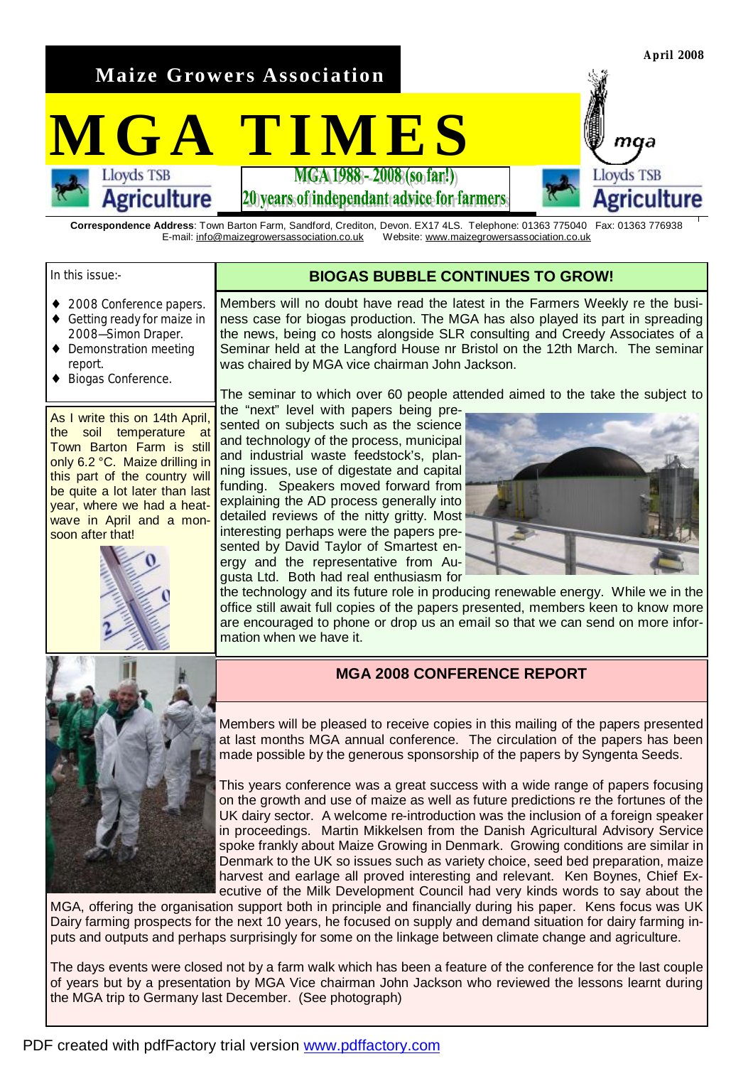**April 2008**

**Maize Growers Association**

# MGA TIMES

**MGA 1988 - 2008 (so far!)**
**20 years of independant advice for farmers**

**Correspondence Address**: Town Barton Farm, Sandford, Crediton, Devon. EX17 4LS. Telephone: 01363 775040 Fax: 01363 776938
E-mail: info@maizegrowersassociation.co.uk Website: www.maizegrowersassociation.co.uk

In this issue:-

- 2008 Conference papers.
- Getting ready for maize in 2008—Simon Draper.
- Demonstration meeting report.
- Biogas Conference.

As I write this on 14th April, the soil temperature at Town Barton Farm is still only 6.2 °C. Maize drilling in this part of the country will be quite a lot later than last year, where we had a heatwave in April and a monsoon after that!

## BIOGAS BUBBLE CONTINUES TO GROW!

Members will no doubt have read the latest in the Farmers Weekly re the business case for biogas production. The MGA has also played its part in spreading the news, being co hosts alongside SLR consulting and Creedy Associates of a Seminar held at the Langford House nr Bristol on the 12th March. The seminar was chaired by MGA vice chairman John Jackson.

The seminar to which over 60 people attended aimed to the take the subject to the "next" level with papers being presented on subjects such as the science and technology of the process, municipal and industrial waste feedstock's, planning issues, use of digestate and capital funding. Speakers moved forward from explaining the AD process generally into detailed reviews of the nitty gritty. Most interesting perhaps were the papers presented by David Taylor of Smartest energy and the representative from Augusta Ltd. Both had real enthusiasm for the technology and its future role in producing renewable energy. While we in the office still await full copies of the papers presented, members keen to know more are encouraged to phone or drop us an email so that we can send on more information when we have it.

## MGA 2008 CONFERENCE REPORT

Members will be pleased to receive copies in this mailing of the papers presented at last months MGA annual conference. The circulation of the papers has been made possible by the generous sponsorship of the papers by Syngenta Seeds.

This years conference was a great success with a wide range of papers focusing on the growth and use of maize as well as future predictions re the fortunes of the UK dairy sector. A welcome re-introduction was the inclusion of a foreign speaker in proceedings. Martin Mikkelsen from the Danish Agricultural Advisory Service spoke frankly about Maize Growing in Denmark. Growing conditions are similar in Denmark to the UK so issues such as variety choice, seed bed preparation, maize harvest and earlage all proved interesting and relevant. Ken Boynes, Chief Executive of the Milk Development Council had very kinds words to say about the MGA, offering the organisation support both in principle and financially during his paper. Kens focus was UK Dairy farming prospects for the next 10 years, he focused on supply and demand situation for dairy farming inputs and outputs and perhaps surprisingly for some on the linkage between climate change and agriculture.

The days events were closed not by a farm walk which has been a feature of the conference for the last couple of years but by a presentation by MGA Vice chairman John Jackson who reviewed the lessons learnt during the MGA trip to Germany last December. (See photograph)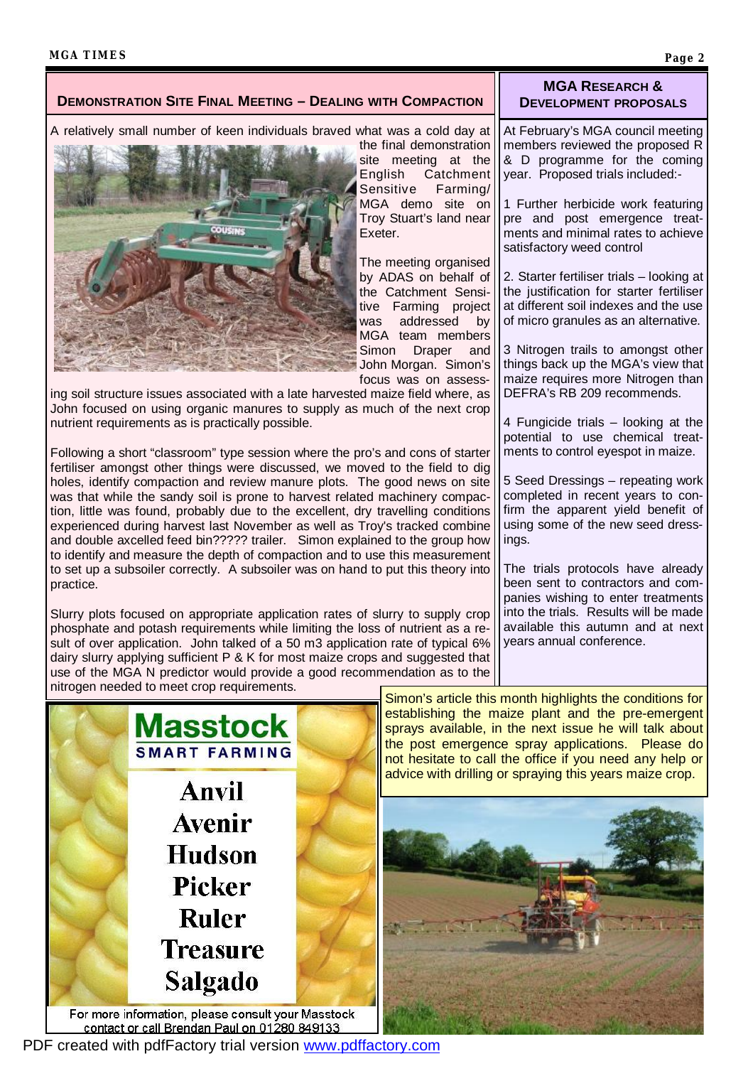## Demonstration Site Final Meeting – Dealing with Compaction

A relatively small number of keen individuals braved what was a cold day at the final demonstration site meeting at the English Catchment Sensitive Farming/ MGA demo site on Troy Stuart's land near Exeter.

The meeting organised by ADAS on behalf of the Catchment Sensitive Farming project was addressed by MGA team members Simon Draper and John Morgan. Simon's focus was on assessing soil structure issues associated with a late harvested maize field where, as John focused on using organic manures to supply as much of the next crop nutrient requirements as is practically possible.

Following a short "classroom" type session where the pro's and cons of starter fertiliser amongst other things were discussed, we moved to the field to dig holes, identify compaction and review manure plots. The good news on site was that while the sandy soil is prone to harvest related machinery compaction, little was found, probably due to the excellent, dry travelling conditions experienced during harvest last November as well as Troy's tracked combine and double axcelled feed bin????? trailer. Simon explained to the group how to identify and measure the depth of compaction and to use this measurement to set up a subsoiler correctly. A subsoiler was on hand to put this theory into practice.

Slurry plots focused on appropriate application rates of slurry to supply crop phosphate and potash requirements while limiting the loss of nutrient as a result of over application. John talked of a 50 m3 application rate of typical 6% dairy slurry applying sufficient P & K for most maize crops and suggested that use of the MGA N predictor would provide a good recommendation as to the nitrogen needed to meet crop requirements.

## MGA Research & Development Proposals

At February's MGA council meeting members reviewed the proposed R & D programme for the coming year. Proposed trials included:-

1 Further herbicide work featuring pre and post emergence treatments and minimal rates to achieve satisfactory weed control

2. Starter fertiliser trials – looking at the justification for starter fertiliser at different soil indexes and the use of micro granules as an alternative.

3 Nitrogen trails to amongst other things back up the MGA's view that maize requires more Nitrogen than DEFRA's RB 209 recommends.

4 Fungicide trials – looking at the potential to use chemical treatments to control eyespot in maize.

5 Seed Dressings – repeating work completed in recent years to confirm the apparent yield benefit of using some of the new seed dressings.

The trials protocols have already been sent to contractors and companies wishing to enter treatments into the trials. Results will be made available this autumn and at next years annual conference.

Simon's article this month highlights the conditions for establishing the maize plant and the pre-emergent sprays available, in the next issue he will talk about the post emergence spray applications. Please do not hesitate to call the office if you need any help or advice with drilling or spraying this years maize crop.

**Masstock**
**SMART FARMING**

**Anvil**
**Avenir**
**Hudson**
**Picker**
**Ruler**
**Treasure**
**Salgado**

For more information, please consult your Masstock contact or call Brendan Paul on 01280 849133

PDF created with pdfFactory trial version www.pdffactory.com